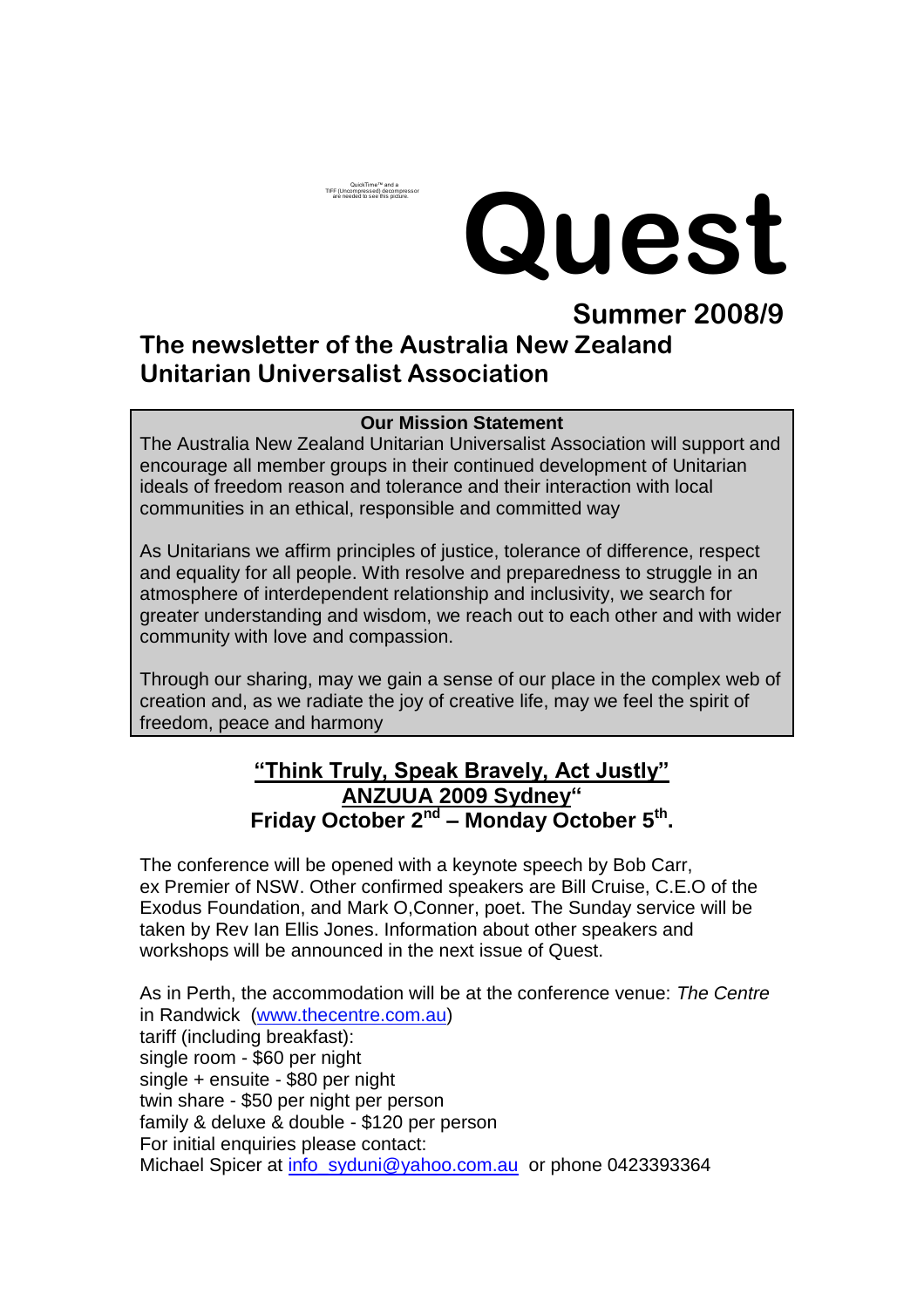QuickTime™ and a TIFF (Uncompressed) decompressor are needed to see this picture.

# Quest

## Summer 2008/9

## The newsletter of the Australia New Zealand Unitarian Universalist Association

**Our Mission Statement**

The Australia New Zealand Unitarian Universalist Association will support and encourage all member groups in their continued development of Unitarian ideals of freedom reason and tolerance and their interaction with local communities in an ethical, responsible and committed way

As Unitarians we affirm principles of justice, tolerance of difference, respect and equality for all people. With resolve and preparedness to struggle in an atmosphere of interdependent relationship and inclusivity, we search for greater understanding and wisdom, we reach out to each other and with wider community with love and compassion.

Through our sharing, may we gain a sense of our place in the complex web of creation and, as we radiate the joy of creative life, may we feel the spirit of freedom, peace and harmony

### "Think Truly, Speak Bravely, Act Justly" ANZUUA 2009 Sydney" Friday October 2nd – Monday October 5th.

The conference will be opened with a keynote speech by Bob Carr, ex Premier of NSW. Other confirmed speakers are Bill Cruise, C.E.O of the Exodus Foundation, and Mark O,Conner, poet. The Sunday service will be taken by Rev Ian Ellis Jones. Information about other speakers and workshops will be announced in the next issue of Quest.

As in Perth, the accommodation will be at the conference venue: *The Centre* in Randwick (www.thecentre.com.au)
tariff (including breakfast):
single room - $60 per night
single + ensuite - $80 per night
twin share - $50 per night per person
family & deluxe & double - $120 per person
For initial enquiries please contact:
Michael Spicer at info_syduni@yahoo.com.au or phone 0423393364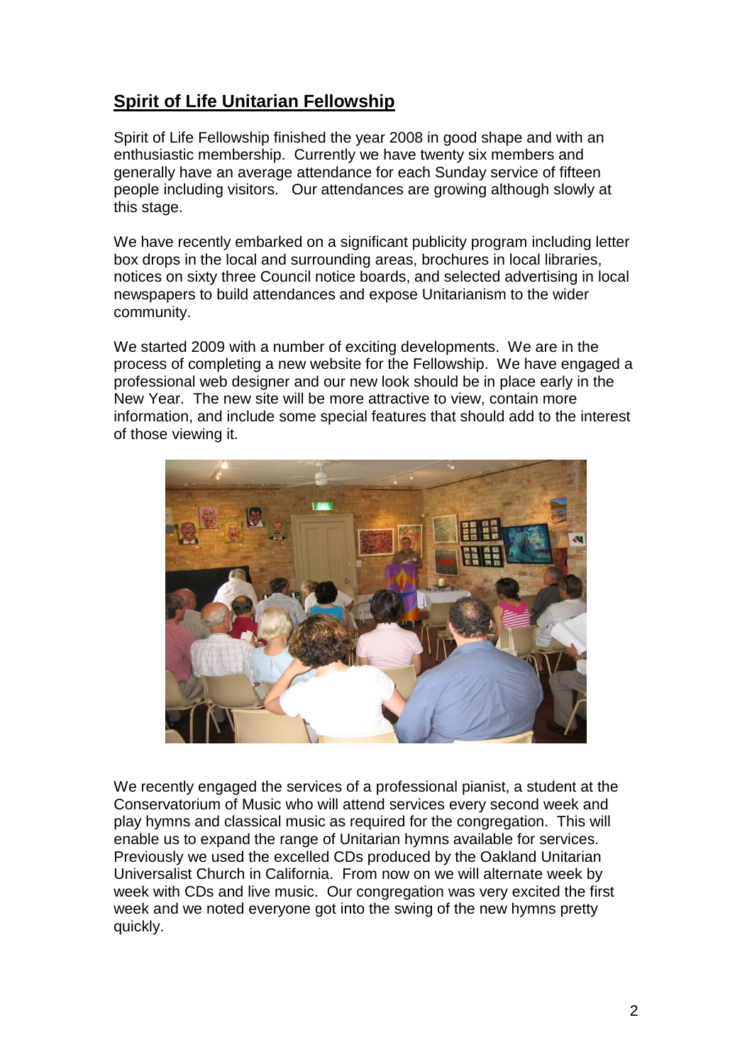## Spirit of Life Unitarian Fellowship

Spirit of Life Fellowship finished the year 2008 in good shape and with an enthusiastic membership. Currently we have twenty six members and generally have an average attendance for each Sunday service of fifteen people including visitors. Our attendances are growing although slowly at this stage.

We have recently embarked on a significant publicity program including letter box drops in the local and surrounding areas, brochures in local libraries, notices on sixty three Council notice boards, and selected advertising in local newspapers to build attendances and expose Unitarianism to the wider community.

We started 2009 with a number of exciting developments. We are in the process of completing a new website for the Fellowship. We have engaged a professional web designer and our new look should be in place early in the New Year. The new site will be more attractive to view, contain more information, and include some special features that should add to the interest of those viewing it.

We recently engaged the services of a professional pianist, a student at the Conservatorium of Music who will attend services every second week and play hymns and classical music as required for the congregation. This will enable us to expand the range of Unitarian hymns available for services. Previously we used the excelled CDs produced by the Oakland Unitarian Universalist Church in California. From now on we will alternate week by week with CDs and live music. Our congregation was very excited the first week and we noted everyone got into the swing of the new hymns pretty quickly.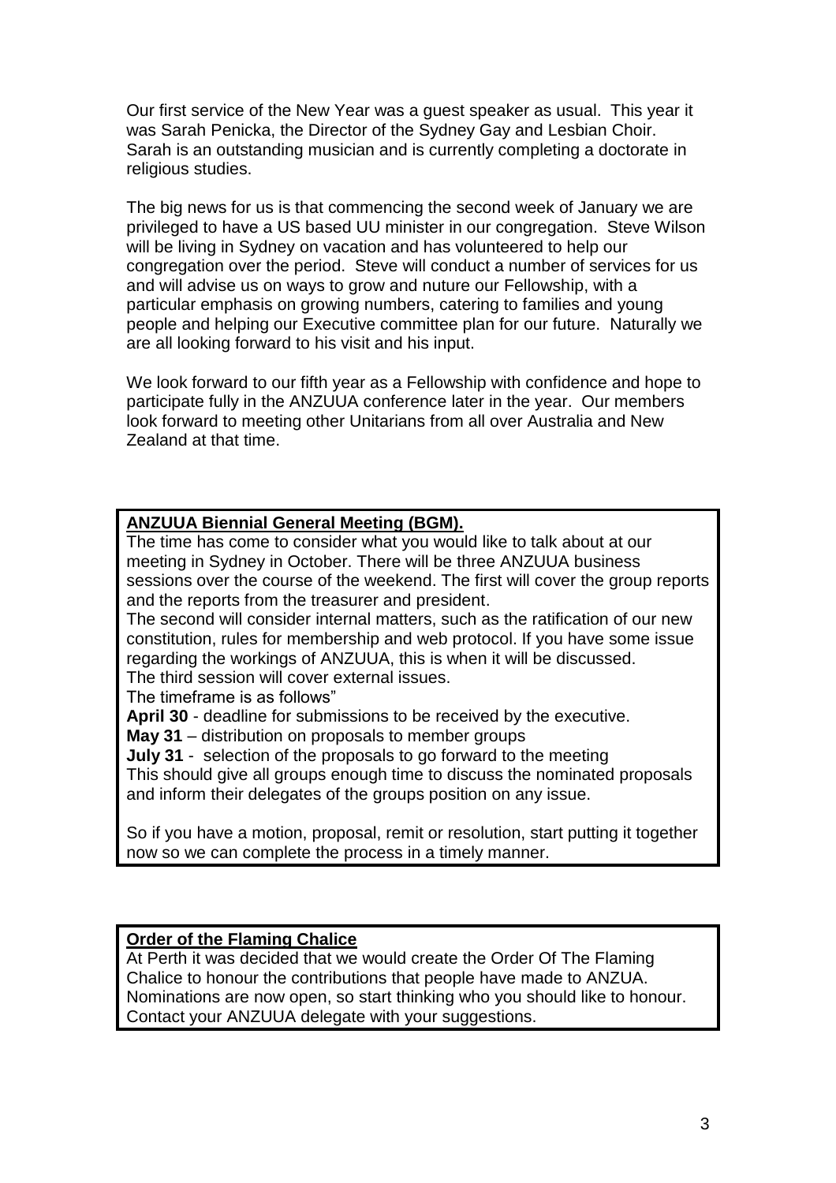Our first service of the New Year was a guest speaker as usual. This year it was Sarah Penicka, the Director of the Sydney Gay and Lesbian Choir. Sarah is an outstanding musician and is currently completing a doctorate in religious studies.

The big news for us is that commencing the second week of January we are privileged to have a US based UU minister in our congregation. Steve Wilson will be living in Sydney on vacation and has volunteered to help our congregation over the period. Steve will conduct a number of services for us and will advise us on ways to grow and nuture our Fellowship, with a particular emphasis on growing numbers, catering to families and young people and helping our Executive committee plan for our future. Naturally we are all looking forward to his visit and his input.

We look forward to our fifth year as a Fellowship with confidence and hope to participate fully in the ANZUUA conference later in the year. Our members look forward to meeting other Unitarians from all over Australia and New Zealand at that time.

**ANZUUA Biennial General Meeting (BGM).**

The time has come to consider what you would like to talk about at our meeting in Sydney in October. There will be three ANZUUA business sessions over the course of the weekend. The first will cover the group reports and the reports from the treasurer and president.

The second will consider internal matters, such as the ratification of our new constitution, rules for membership and web protocol. If you have some issue regarding the workings of ANZUUA, this is when it will be discussed.

The third session will cover external issues.

The timeframe is as follows"

**April 30** - deadline for submissions to be received by the executive.

**May 31** – distribution on proposals to member groups

**July 31** - selection of the proposals to go forward to the meeting

This should give all groups enough time to discuss the nominated proposals and inform their delegates of the groups position on any issue.

So if you have a motion, proposal, remit or resolution, start putting it together now so we can complete the process in a timely manner.

**Order of the Flaming Chalice**

At Perth it was decided that we would create the Order Of The Flaming Chalice to honour the contributions that people have made to ANZUA. Nominations are now open, so start thinking who you should like to honour. Contact your ANZUUA delegate with your suggestions.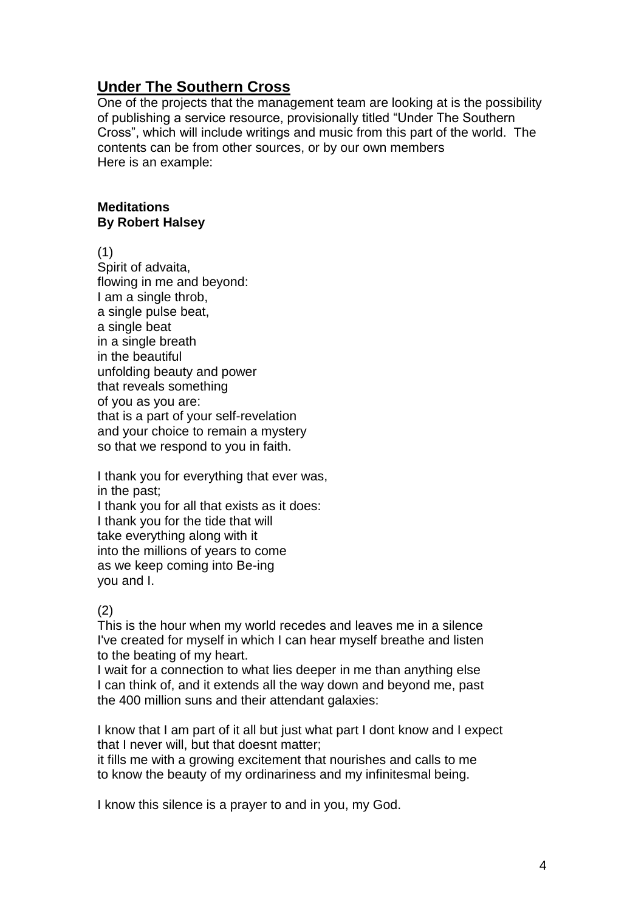## Under The Southern Cross

One of the projects that the management team are looking at is the possibility of publishing a service resource, provisionally titled "Under The Southern Cross", which will include writings and music from this part of the world. The contents can be from other sources, or by our own members
Here is an example:

**Meditations**
**By Robert Halsey**

(1)
Spirit of advaita,
flowing in me and beyond:
I am a single throb,
a single pulse beat,
a single beat
in a single breath
in the beautiful
unfolding beauty and power
that reveals something
of you as you are:
that is a part of your self-revelation
and your choice to remain a mystery
so that we respond to you in faith.

I thank you for everything that ever was,
in the past;
I thank you for all that exists as it does:
I thank you for the tide that will
take everything along with it
into the millions of years to come
as we keep coming into Be-ing
you and I.

(2)
This is the hour when my world recedes and leaves me in a silence I've created for myself in which I can hear myself breathe and listen to the beating of my heart.
I wait for a connection to what lies deeper in me than anything else I can think of, and it extends all the way down and beyond me, past the 400 million suns and their attendant galaxies:

I know that I am part of it all but just what part I dont know and I expect that I never will, but that doesnt matter;
it fills me with a growing excitement that nourishes and calls to me to know the beauty of my ordinariness and my infinitesmal being.

I know this silence is a prayer to and in you, my God.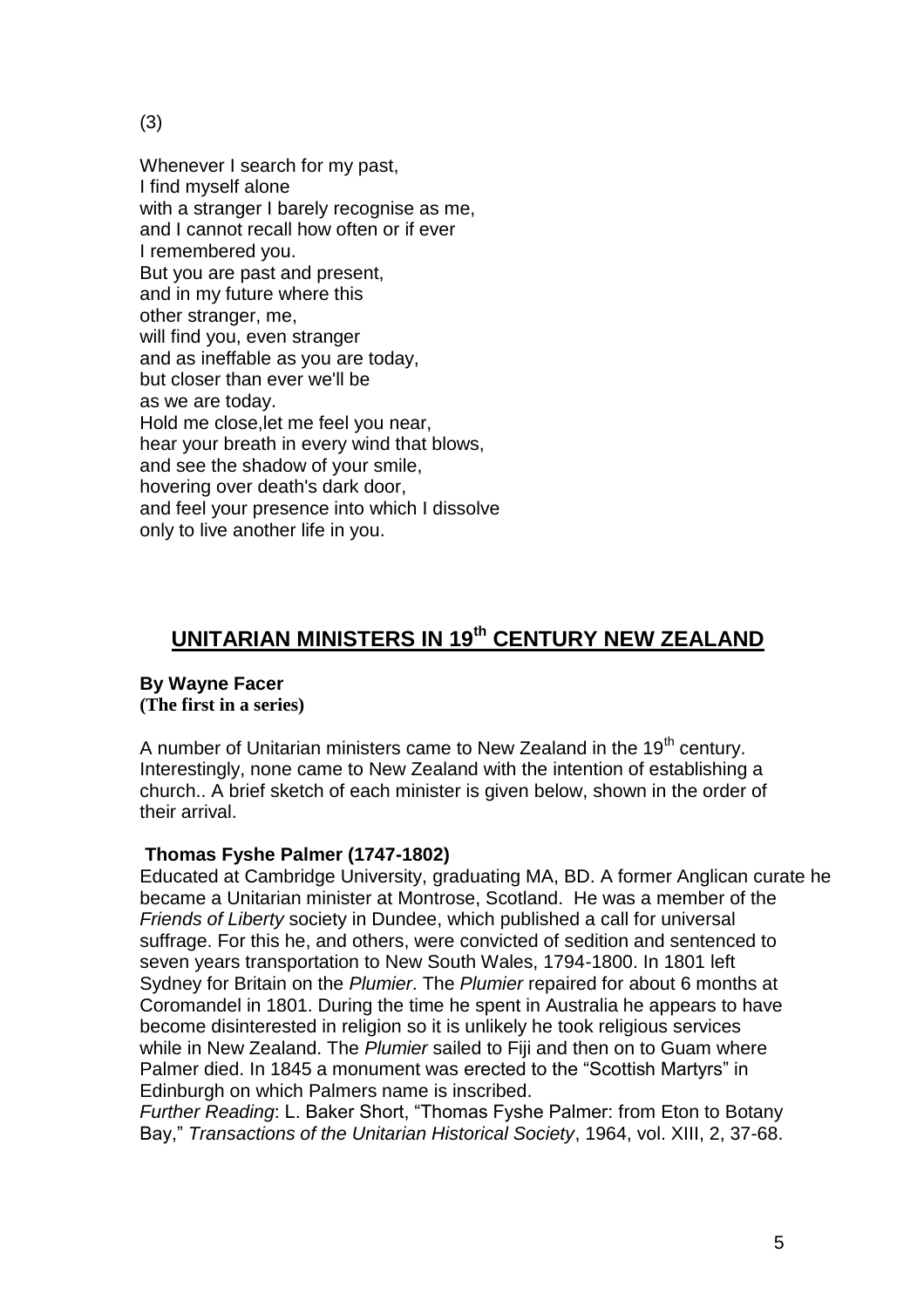(3)

Whenever I search for my past,  
I find myself alone  
with a stranger I barely recognise as me,  
and I cannot recall how often or if ever  
I remembered you.  
But you are past and present,  
and in my future where this  
other stranger, me,  
will find you, even stranger  
and as ineffable as you are today,  
but closer than ever we'll be  
as we are today.  
Hold me close,let me feel you near,  
hear your breath in every wind that blows,  
and see the shadow of your smile,  
hovering over death's dark door,  
and feel your presence into which I dissolve  
only to live another life in you.

## UNITARIAN MINISTERS IN 19th CENTURY NEW ZEALAND

**By Wayne Facer**  
**(The first in a series)**

A number of Unitarian ministers came to New Zealand in the 19th century. Interestingly, none came to New Zealand with the intention of establishing a church.. A brief sketch of each minister is given below, shown in the order of their arrival.

### Thomas Fyshe Palmer (1747-1802)

Educated at Cambridge University, graduating MA, BD. A former Anglican curate he became a Unitarian minister at Montrose, Scotland. He was a member of the *Friends of Liberty* society in Dundee, which published a call for universal suffrage. For this he, and others, were convicted of sedition and sentenced to seven years transportation to New South Wales, 1794-1800. In 1801 left Sydney for Britain on the *Plumier*. The *Plumier* repaired for about 6 months at Coromandel in 1801. During the time he spent in Australia he appears to have become disinterested in religion so it is unlikely he took religious services while in New Zealand. The *Plumier* sailed to Fiji and then on to Guam where Palmer died. In 1845 a monument was erected to the "Scottish Martyrs" in Edinburgh on which Palmers name is inscribed.

*Further Reading*: L. Baker Short, "Thomas Fyshe Palmer: from Eton to Botany Bay," *Transactions of the Unitarian Historical Society*, 1964, vol. XIII, 2, 37-68.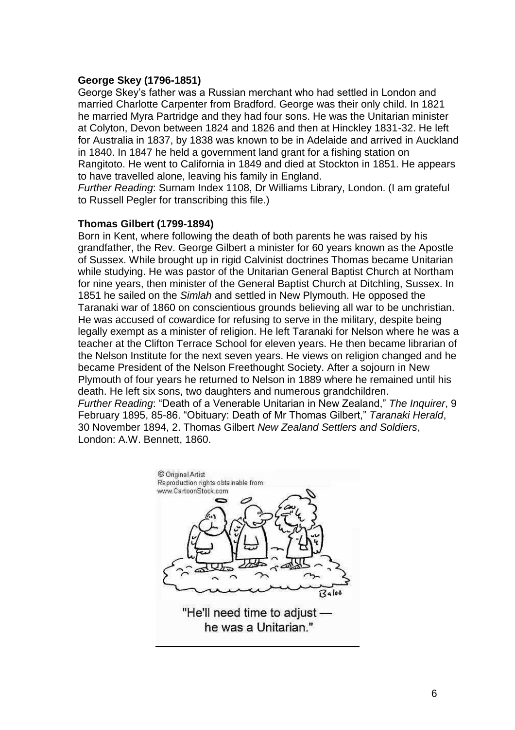**George Skey (1796-1851)**

George Skey's father was a Russian merchant who had settled in London and married Charlotte Carpenter from Bradford. George was their only child. In 1821 he married Myra Partridge and they had four sons. He was the Unitarian minister at Colyton, Devon between 1824 and 1826 and then at Hinckley 1831-32. He left for Australia in 1837, by 1838 was known to be in Adelaide and arrived in Auckland in 1840. In 1847 he held a government land grant for a fishing station on Rangitoto. He went to California in 1849 and died at Stockton in 1851. He appears to have travelled alone, leaving his family in England.

*Further Reading*: Surnam Index 1108, Dr Williams Library, London. (I am grateful to Russell Pegler for transcribing this file.)

**Thomas Gilbert (1799-1894)**

Born in Kent, where following the death of both parents he was raised by his grandfather, the Rev. George Gilbert a minister for 60 years known as the Apostle of Sussex. While brought up in rigid Calvinist doctrines Thomas became Unitarian while studying. He was pastor of the Unitarian General Baptist Church at Northam for nine years, then minister of the General Baptist Church at Ditchling, Sussex. In 1851 he sailed on the *Simlah* and settled in New Plymouth. He opposed the Taranaki war of 1860 on conscientious grounds believing all war to be unchristian. He was accused of cowardice for refusing to serve in the military, despite being legally exempt as a minister of religion. He left Taranaki for Nelson where he was a teacher at the Clifton Terrace School for eleven years. He then became librarian of the Nelson Institute for the next seven years. He views on religion changed and he became President of the Nelson Freethought Society. After a sojourn in New Plymouth of four years he returned to Nelson in 1889 where he remained until his death. He left six sons, two daughters and numerous grandchildren.

*Further Reading*: "Death of a Venerable Unitarian in New Zealand," *The Inquirer*, 9 February 1895, 85-86. "Obituary: Death of Mr Thomas Gilbert," *Taranaki Herald*, 30 November 1894, 2. Thomas Gilbert *New Zealand Settlers and Soldiers*, London: A.W. Bennett, 1860.

"He'll need time to adjust — he was a Unitarian."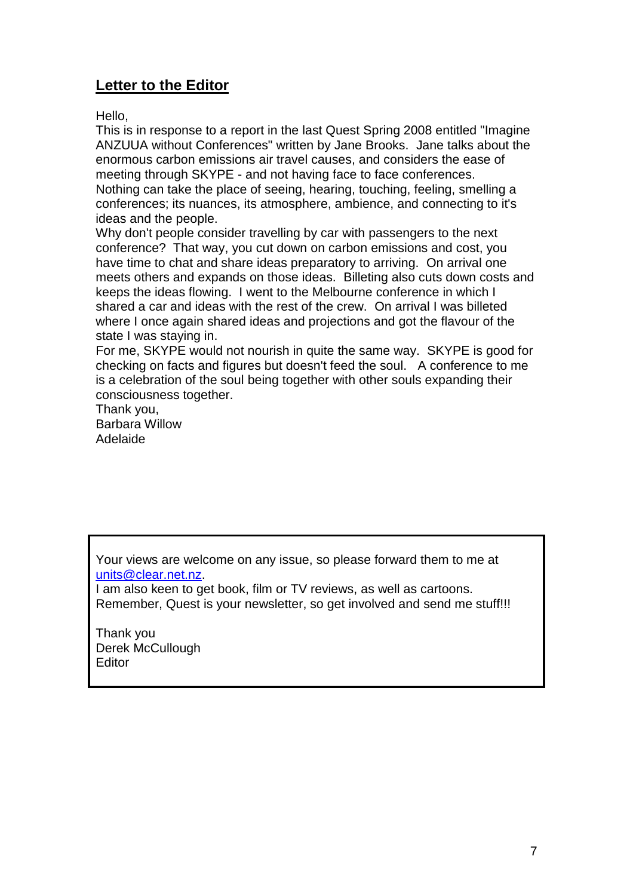## Letter to the Editor

Hello,

This is in response to a report in the last Quest Spring 2008 entitled "Imagine ANZUUA without Conferences" written by Jane Brooks. Jane talks about the enormous carbon emissions air travel causes, and considers the ease of meeting through SKYPE - and not having face to face conferences.

Nothing can take the place of seeing, hearing, touching, feeling, smelling a conferences; its nuances, its atmosphere, ambience, and connecting to it's ideas and the people.

Why don't people consider travelling by car with passengers to the next conference? That way, you cut down on carbon emissions and cost, you have time to chat and share ideas preparatory to arriving. On arrival one meets others and expands on those ideas. Billeting also cuts down costs and keeps the ideas flowing. I went to the Melbourne conference in which I shared a car and ideas with the rest of the crew. On arrival I was billeted where I once again shared ideas and projections and got the flavour of the state I was staying in.

For me, SKYPE would not nourish in quite the same way. SKYPE is good for checking on facts and figures but doesn't feed the soul. A conference to me is a celebration of the soul being together with other souls expanding their consciousness together.

Thank you,
Barbara Willow
Adelaide

---

Your views are welcome on any issue, so please forward them to me at units@clear.net.nz.
I am also keen to get book, film or TV reviews, as well as cartoons.
Remember, Quest is your newsletter, so get involved and send me stuff!!!

Thank you
Derek McCullough
Editor